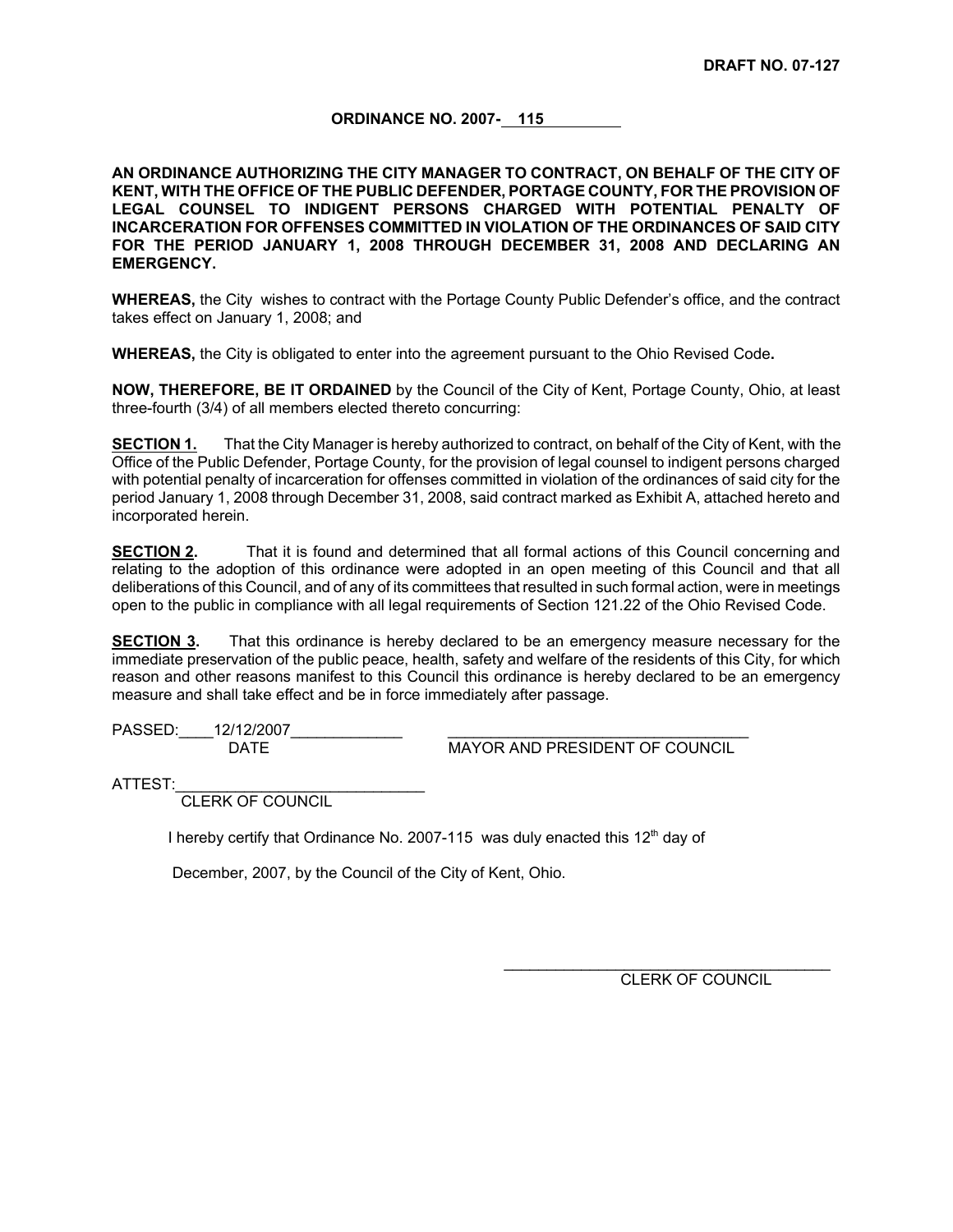**DRAFT NO. 07-127**

**ORDINANCE NO. 2007- 115**

**AN ORDINANCE AUTHORIZING THE CITY MANAGER TO CONTRACT, ON BEHALF OF THE CITY OF KENT, WITH THE OFFICE OF THE PUBLIC DEFENDER, PORTAGE COUNTY, FOR THE PROVISION OF LEGAL COUNSEL TO INDIGENT PERSONS CHARGED WITH POTENTIAL PENALTY OF INCARCERATION FOR OFFENSES COMMITTED IN VIOLATION OF THE ORDINANCES OF SAID CITY FOR THE PERIOD JANUARY 1, 2008 THROUGH DECEMBER 31, 2008 AND DECLARING AN EMERGENCY.**

**WHEREAS,** the City wishes to contract with the Portage County Public Defender's office, and the contract takes effect on January 1, 2008; and

**WHEREAS,** the City is obligated to enter into the agreement pursuant to the Ohio Revised Code**.**

**NOW, THEREFORE, BE IT ORDAINED** by the Council of the City of Kent, Portage County, Ohio, at least three-fourth (3/4) of all members elected thereto concurring:

**SECTION 1.** That the City Manager is hereby authorized to contract, on behalf of the City of Kent, with the Office of the Public Defender, Portage County, for the provision of legal counsel to indigent persons charged with potential penalty of incarceration for offenses committed in violation of the ordinances of said city for the period January 1, 2008 through December 31, 2008, said contract marked as Exhibit A, attached hereto and incorporated herein.

**SECTION 2.** That it is found and determined that all formal actions of this Council concerning and relating to the adoption of this ordinance were adopted in an open meeting of this Council and that all deliberations of this Council, and of any of its committees that resulted in such formal action, were in meetings open to the public in compliance with all legal requirements of Section 121.22 of the Ohio Revised Code.

**SECTION 3.** That this ordinance is hereby declared to be an emergency measure necessary for the immediate preservation of the public peace, health, safety and welfare of the residents of this City, for which reason and other reasons manifest to this Council this ordinance is hereby declared to be an emergency measure and shall take effect and be in force immediately after passage.

PASSED: 12/12/2007
DATE

MAYOR AND PRESIDENT OF COUNCIL

ATTEST:
CLERK OF COUNCIL

I hereby certify that Ordinance No. 2007-115 was duly enacted this 12th day of December, 2007, by the Council of the City of Kent, Ohio.

CLERK OF COUNCIL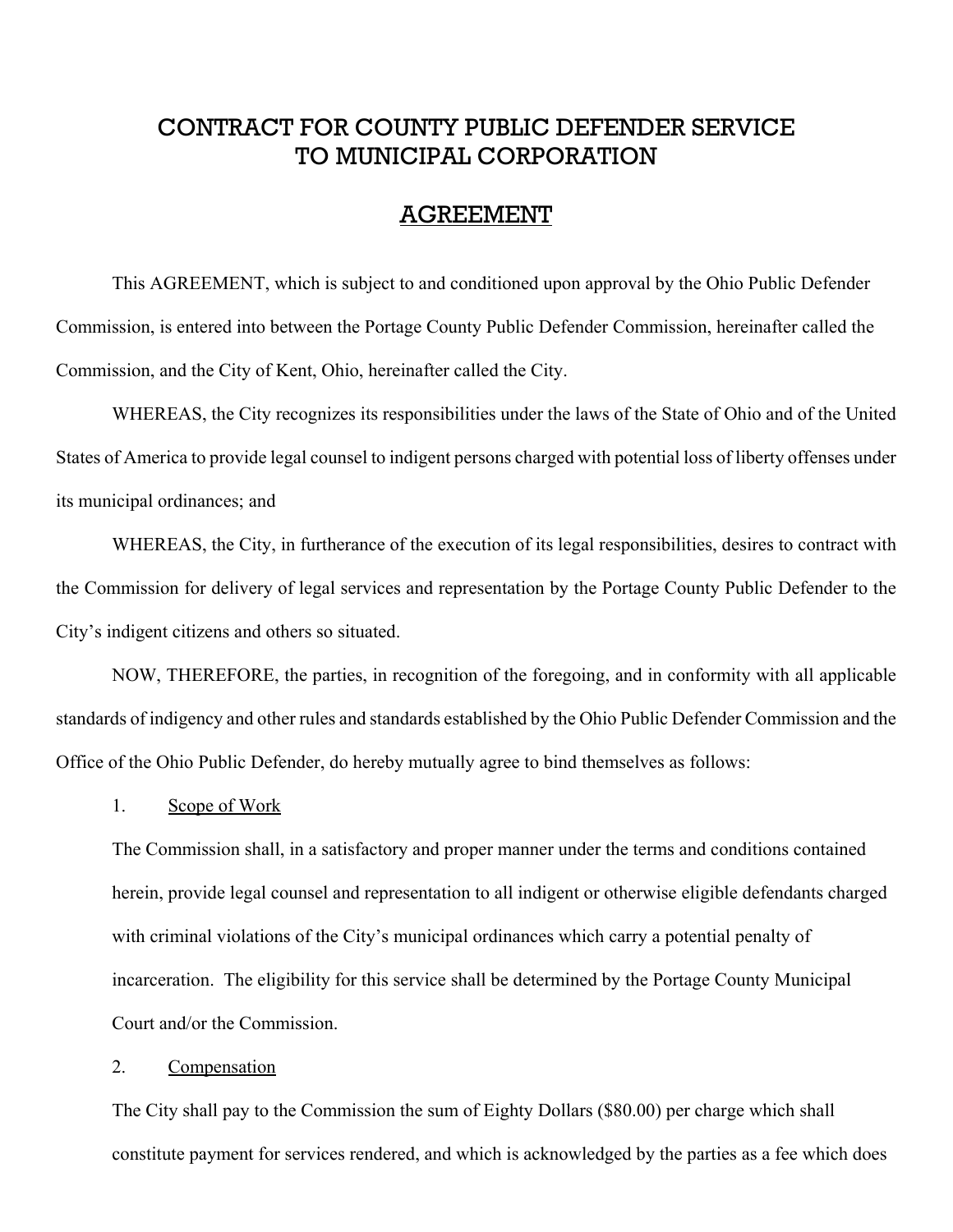# CONTRACT FOR COUNTY PUBLIC DEFENDER SERVICE TO MUNICIPAL CORPORATION

## AGREEMENT

This AGREEMENT, which is subject to and conditioned upon approval by the Ohio Public Defender Commission, is entered into between the Portage County Public Defender Commission, hereinafter called the Commission, and the City of Kent, Ohio, hereinafter called the City.

WHEREAS, the City recognizes its responsibilities under the laws of the State of Ohio and of the United States of America to provide legal counsel to indigent persons charged with potential loss of liberty offenses under its municipal ordinances; and

WHEREAS, the City, in furtherance of the execution of its legal responsibilities, desires to contract with the Commission for delivery of legal services and representation by the Portage County Public Defender to the City's indigent citizens and others so situated.

NOW, THEREFORE, the parties, in recognition of the foregoing, and in conformity with all applicable standards of indigency and other rules and standards established by the Ohio Public Defender Commission and the Office of the Ohio Public Defender, do hereby mutually agree to bind themselves as follows:

1. Scope of Work

The Commission shall, in a satisfactory and proper manner under the terms and conditions contained herein, provide legal counsel and representation to all indigent or otherwise eligible defendants charged with criminal violations of the City's municipal ordinances which carry a potential penalty of incarceration. The eligibility for this service shall be determined by the Portage County Municipal Court and/or the Commission.

2. Compensation

The City shall pay to the Commission the sum of Eighty Dollars ($80.00) per charge which shall constitute payment for services rendered, and which is acknowledged by the parties as a fee which does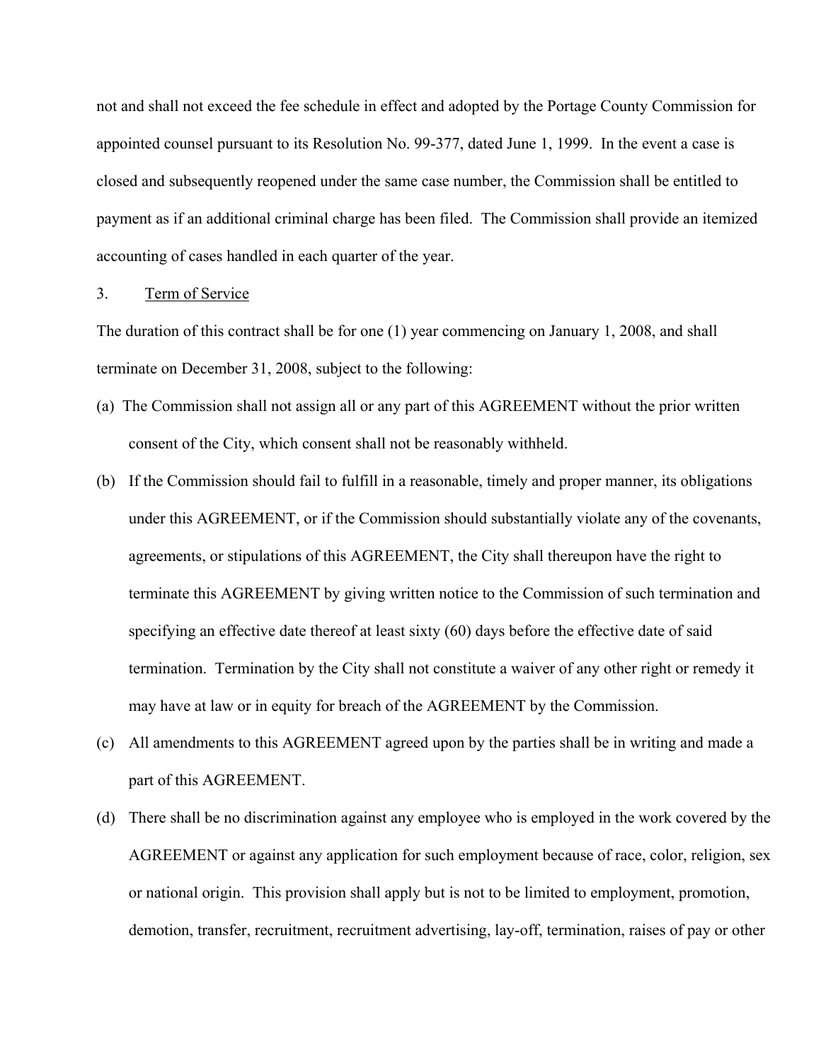not and shall not exceed the fee schedule in effect and adopted by the Portage County Commission for appointed counsel pursuant to its Resolution No. 99-377, dated June 1, 1999. In the event a case is closed and subsequently reopened under the same case number, the Commission shall be entitled to payment as if an additional criminal charge has been filed. The Commission shall provide an itemized accounting of cases handled in each quarter of the year.

3. Term of Service

The duration of this contract shall be for one (1) year commencing on January 1, 2008, and shall terminate on December 31, 2008, subject to the following:

(a) The Commission shall not assign all or any part of this AGREEMENT without the prior written consent of the City, which consent shall not be reasonably withheld.

(b) If the Commission should fail to fulfill in a reasonable, timely and proper manner, its obligations under this AGREEMENT, or if the Commission should substantially violate any of the covenants, agreements, or stipulations of this AGREEMENT, the City shall thereupon have the right to terminate this AGREEMENT by giving written notice to the Commission of such termination and specifying an effective date thereof at least sixty (60) days before the effective date of said termination. Termination by the City shall not constitute a waiver of any other right or remedy it may have at law or in equity for breach of the AGREEMENT by the Commission.

(c) All amendments to this AGREEMENT agreed upon by the parties shall be in writing and made a part of this AGREEMENT.

(d) There shall be no discrimination against any employee who is employed in the work covered by the AGREEMENT or against any application for such employment because of race, color, religion, sex or national origin. This provision shall apply but is not to be limited to employment, promotion, demotion, transfer, recruitment, recruitment advertising, lay-off, termination, raises of pay or other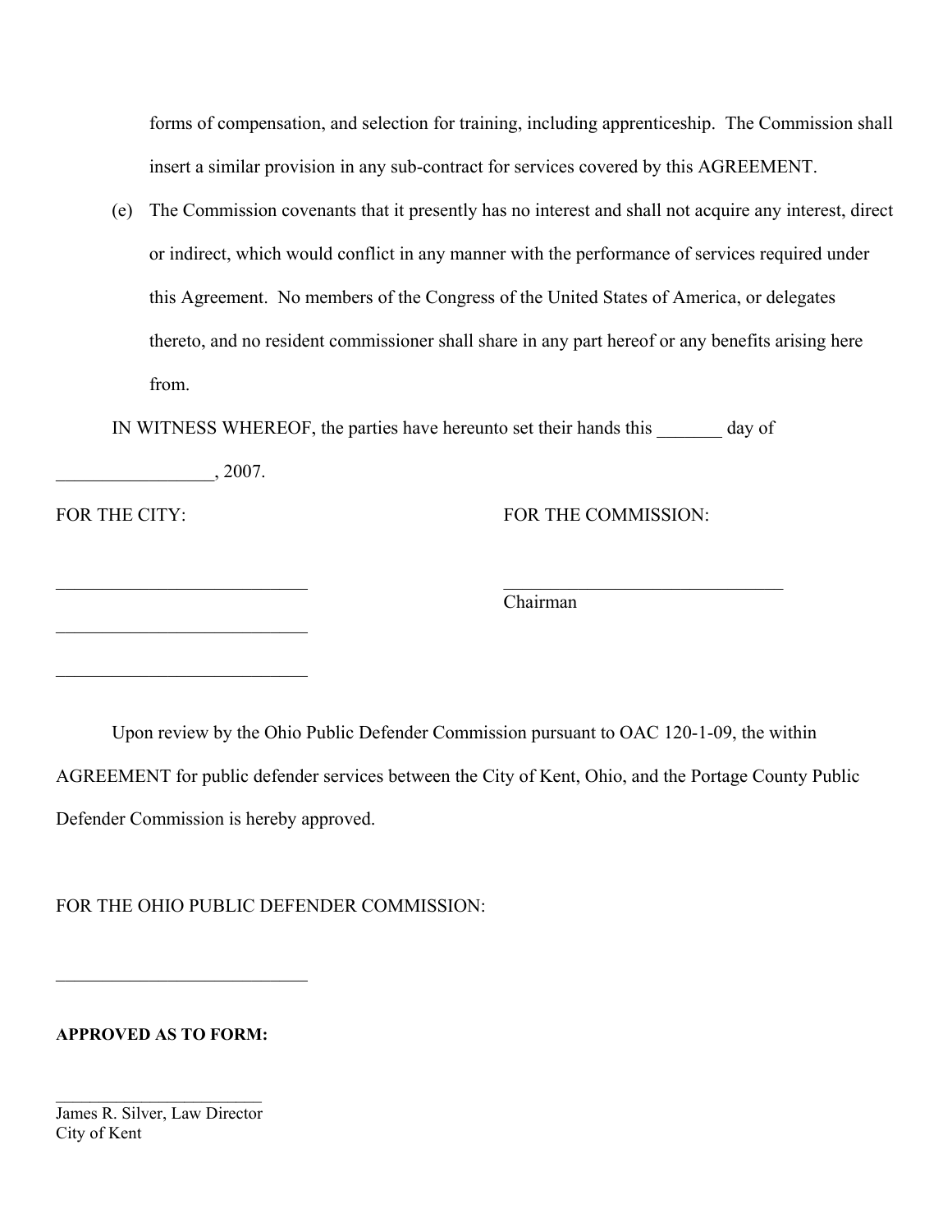forms of compensation, and selection for training, including apprenticeship. The Commission shall insert a similar provision in any sub-contract for services covered by this AGREEMENT.

(e) The Commission covenants that it presently has no interest and shall not acquire any interest, direct or indirect, which would conflict in any manner with the performance of services required under this Agreement. No members of the Congress of the United States of America, or delegates thereto, and no resident commissioner shall share in any part hereof or any benefits arising here from.

IN WITNESS WHEREOF, the parties have hereunto set their hands this _______ day of _________________, 2007.

FOR THE CITY:

___________________________

___________________________

___________________________

FOR THE COMMISSION:

______________________________
Chairman

Upon review by the Ohio Public Defender Commission pursuant to OAC 120-1-09, the within AGREEMENT for public defender services between the City of Kent, Ohio, and the Portage County Public Defender Commission is hereby approved.

FOR THE OHIO PUBLIC DEFENDER COMMISSION:

___________________________

**APPROVED AS TO FORM:**

_________________________
James R. Silver, Law Director
City of Kent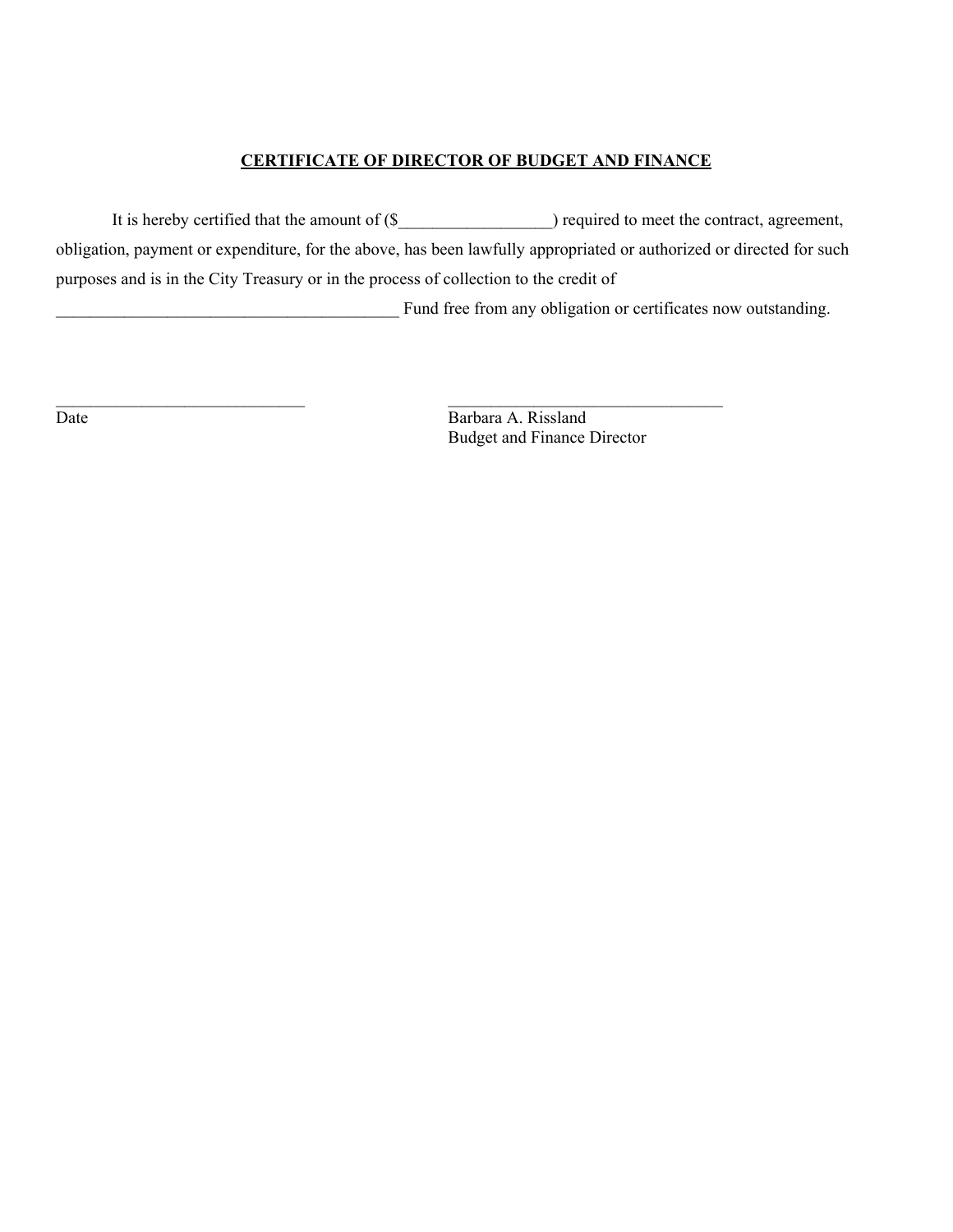**CERTIFICATE OF DIRECTOR OF BUDGET AND FINANCE**

It is hereby certified that the amount of ($__________________) required to meet the contract, agreement, obligation, payment or expenditure, for the above, has been lawfully appropriated or authorized or directed for such purposes and is in the City Treasury or in the process of collection to the credit of ________________________________________ Fund free from any obligation or certificates now outstanding.

| | |
|---|---|
| ______________________________ | ________________________________ |
| Date | Barbara A. Rissland<br>Budget and Finance Director |